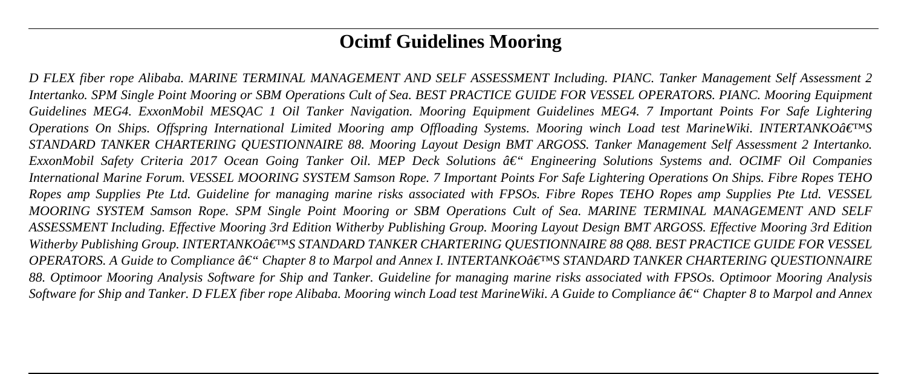# Ocimf Guidelines Mooring

*D FLEX fiber rope Alibaba. MARINE TERMINAL MANAGEMENT AND SELF ASSESSMENT Including. PIANC. Tanker Management Self Assessment 2 Intertanko. SPM Single Point Mooring or SBM Operations Cult of Sea. BEST PRACTICE GUIDE FOR VESSEL OPERATORS. PIANC. Mooring Equipment Guidelines MEG4. ExxonMobil MESQAC 1 Oil Tanker Navigation. Mooring Equipment Guidelines MEG4. 7 Important Points For Safe Lightering Operations On Ships. Offspring International Limited Mooring amp Offloading Systems. Mooring winch Load test MarineWiki. INTERTANKOâ€™S STANDARD TANKER CHARTERING QUESTIONNAIRE 88. Mooring Layout Design BMT ARGOSS. Tanker Management Self Assessment 2 Intertanko. ExxonMobil Safety Criteria 2017 Ocean Going Tanker Oil. MEP Deck Solutions â€“ Engineering Solutions Systems and. OCIMF Oil Companies International Marine Forum. VESSEL MOORING SYSTEM Samson Rope. 7 Important Points For Safe Lightering Operations On Ships. Fibre Ropes TEHO Ropes amp Supplies Pte Ltd. Guideline for managing marine risks associated with FPSOs. Fibre Ropes TEHO Ropes amp Supplies Pte Ltd. VESSEL MOORING SYSTEM Samson Rope. SPM Single Point Mooring or SBM Operations Cult of Sea. MARINE TERMINAL MANAGEMENT AND SELF ASSESSMENT Including. Effective Mooring 3rd Edition Witherby Publishing Group. Mooring Layout Design BMT ARGOSS. Effective Mooring 3rd Edition Witherby Publishing Group. INTERTANKOâ€™S STANDARD TANKER CHARTERING QUESTIONNAIRE 88 Q88. BEST PRACTICE GUIDE FOR VESSEL OPERATORS. A Guide to Compliance â€“ Chapter 8 to Marpol and Annex I. INTERTANKOâ€™S STANDARD TANKER CHARTERING QUESTIONNAIRE 88. Optimoor Mooring Analysis Software for Ship and Tanker. Guideline for managing marine risks associated with FPSOs. Optimoor Mooring Analysis Software for Ship and Tanker. D FLEX fiber rope Alibaba. Mooring winch Load test MarineWiki. A Guide to Compliance â€“ Chapter 8 to Marpol and Annex*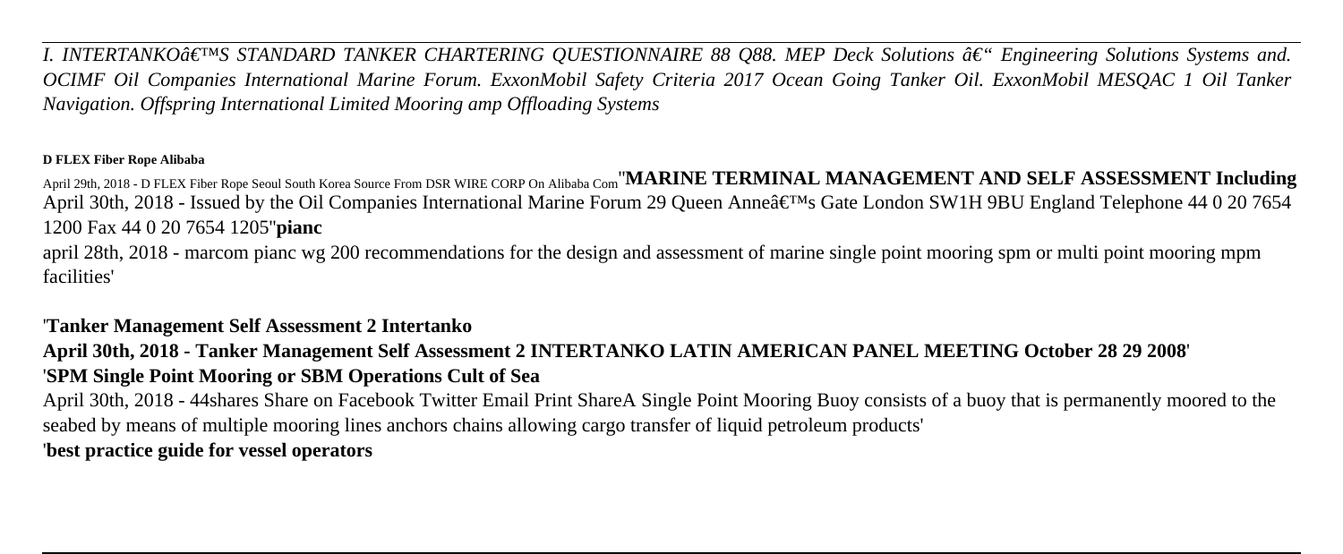*I. INTERTANKOâ€™S STANDARD TANKER CHARTERING QUESTIONNAIRE 88 Q88. MEP Deck Solutions â€“ Engineering Solutions Systems and. OCIMF Oil Companies International Marine Forum. ExxonMobil Safety Criteria 2017 Ocean Going Tanker Oil. ExxonMobil MESQAC 1 Oil Tanker Navigation. Offspring International Limited Mooring amp Offloading Systems*

**D FLEX Fiber Rope Alibaba**

April 29th, 2018 - D FLEX Fiber Rope Seoul South Korea Source From DSR WIRE CORP On Alibaba Com''**MARINE TERMINAL MANAGEMENT AND SELF ASSESSMENT Including**
April 30th, 2018 - Issued by the Oil Companies International Marine Forum 29 Queen Anneâ€™s Gate London SW1H 9BU England Telephone 44 0 20 7654 1200 Fax 44 0 20 7654 1205''**pianc**

april 28th, 2018 - marcom pianc wg 200 recommendations for the design and assessment of marine single point mooring spm or multi point mooring mpm facilities'

'**Tanker Management Self Assessment 2 Intertanko**
**April 30th, 2018 - Tanker Management Self Assessment 2 INTERTANKO LATIN AMERICAN PANEL MEETING October 28 29 2008**'
'**SPM Single Point Mooring or SBM Operations Cult of Sea**

April 30th, 2018 - 44shares Share on Facebook Twitter Email Print ShareA Single Point Mooring Buoy consists of a buoy that is permanently moored to the seabed by means of multiple mooring lines anchors chains allowing cargo transfer of liquid petroleum products'
'**best practice guide for vessel operators**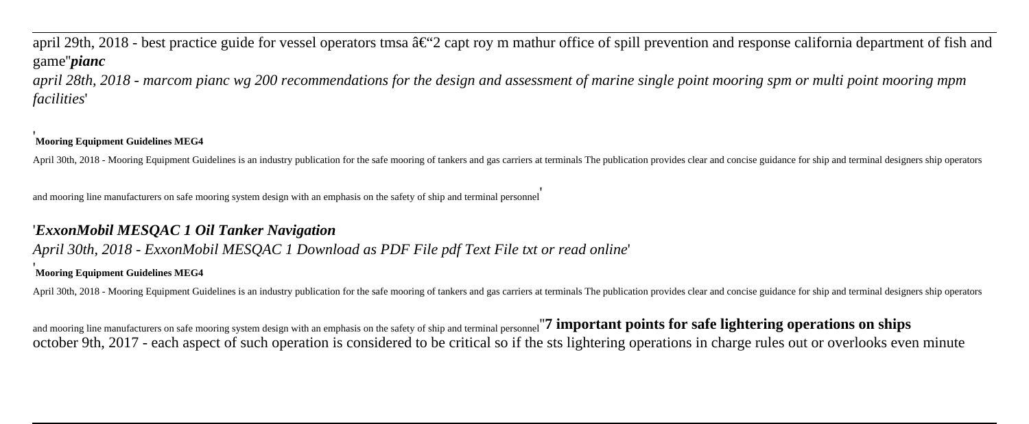april 29th, 2018 - best practice guide for vessel operators tmsa â€"2 capt roy m mathur office of spill prevention and response california department of fish and game''*pianc*

*april 28th, 2018 - marcom pianc wg 200 recommendations for the design and assessment of marine single point mooring spm or multi point mooring mpm facilities*'

'**Mooring Equipment Guidelines MEG4**

April 30th, 2018 - Mooring Equipment Guidelines is an industry publication for the safe mooring of tankers and gas carriers at terminals The publication provides clear and concise guidance for ship and terminal designers ship operators and mooring line manufacturers on safe mooring system design with an emphasis on the safety of ship and terminal personnel'

'*ExxonMobil MESQAC 1 Oil Tanker Navigation*

*April 30th, 2018 - ExxonMobil MESQAC 1 Download as PDF File pdf Text File txt or read online*'

'**Mooring Equipment Guidelines MEG4**

April 30th, 2018 - Mooring Equipment Guidelines is an industry publication for the safe mooring of tankers and gas carriers at terminals The publication provides clear and concise guidance for ship and terminal designers ship operators and mooring line manufacturers on safe mooring system design with an emphasis on the safety of ship and terminal personnel''**7 important points for safe lightering operations on ships**

october 9th, 2017 - each aspect of such operation is considered to be critical so if the sts lightering operations in charge rules out or overlooks even minute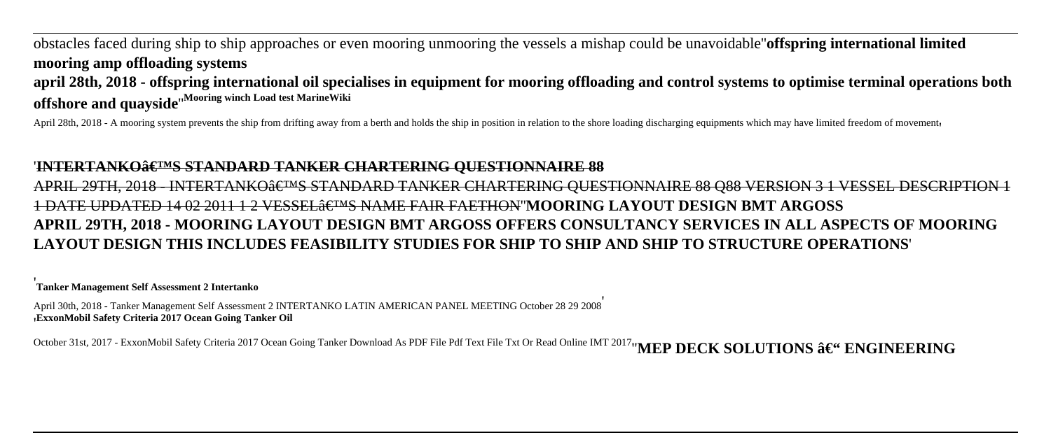obstacles faced during ship to ship approaches or even mooring unmooring the vessels a mishap could be unavoidable''**offspring international limited mooring amp offloading systems**

**april 28th, 2018 - offspring international oil specialises in equipment for mooring offloading and control systems to optimise terminal operations both offshore and quayside**''**Mooring winch Load test MarineWiki**

April 28th, 2018 - A mooring system prevents the ship from drifting away from a berth and holds the ship in position in relation to the shore loading discharging equipments which may have limited freedom of movement'

'**INTERTANKOâ€™S STANDARD TANKER CHARTERING QUESTIONNAIRE 88**

~~APRIL 29TH, 2018 - INTERTANKOâ€™S STANDARD TANKER CHARTERING QUESTIONNAIRE 88 Q88 VERSION 3 1 VESSEL DESCRIPTION 1 1 DATE UPDATED 14 02 2011 1 2 VESSELâ€™S NAME FAIR FAETHON~~''**MOORING LAYOUT DESIGN BMT ARGOSS APRIL 29TH, 2018 - MOORING LAYOUT DESIGN BMT ARGOSS OFFERS CONSULTANCY SERVICES IN ALL ASPECTS OF MOORING LAYOUT DESIGN THIS INCLUDES FEASIBILITY STUDIES FOR SHIP TO SHIP AND SHIP TO STRUCTURE OPERATIONS**'

'**Tanker Management Self Assessment 2 Intertanko**

April 30th, 2018 - Tanker Management Self Assessment 2 INTERTANKO LATIN AMERICAN PANEL MEETING October 28 29 2008'

'**ExxonMobil Safety Criteria 2017 Ocean Going Tanker Oil**

October 31st, 2017 - ExxonMobil Safety Criteria 2017 Ocean Going Tanker Download As PDF File Pdf Text File Txt Or Read Online IMT 2017''**MEP DECK SOLUTIONS â€" ENGINEERING**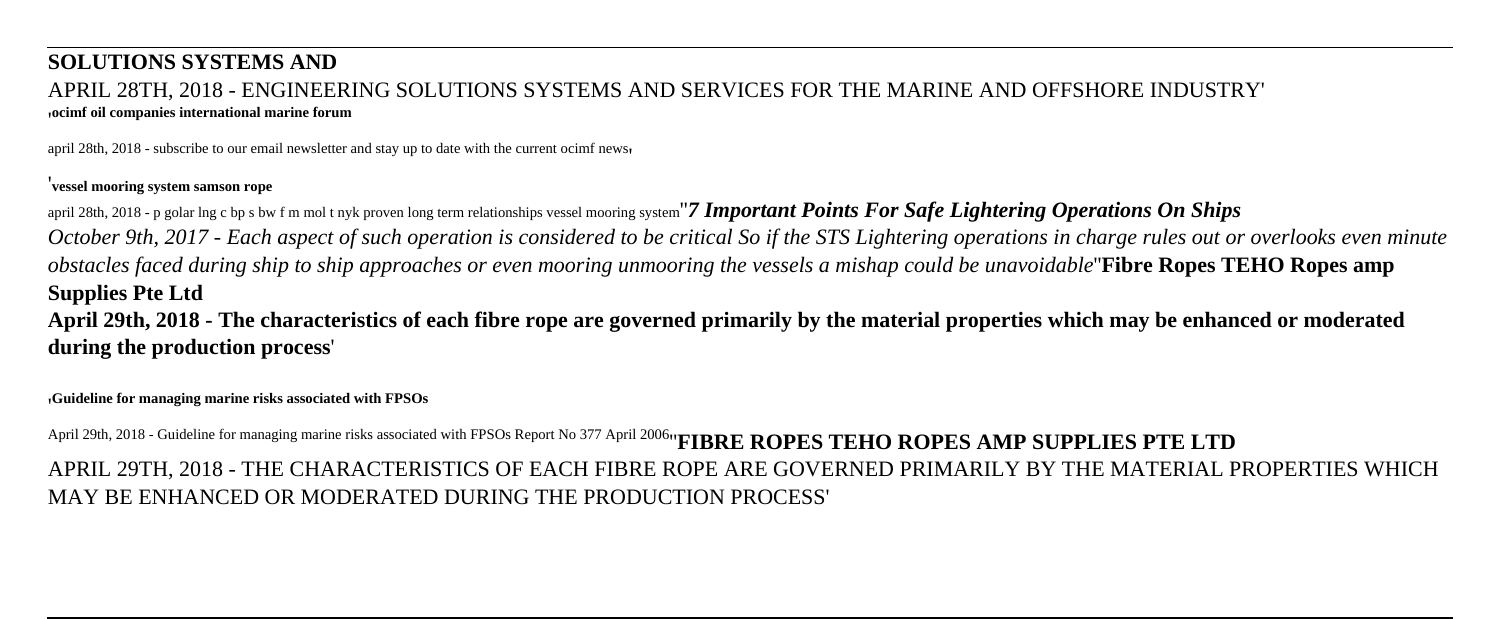**SOLUTIONS SYSTEMS AND**

APRIL 28TH, 2018 - ENGINEERING SOLUTIONS SYSTEMS AND SERVICES FOR THE MARINE AND OFFSHORE INDUSTRY'

'**ocimf oil companies international marine forum**

april 28th, 2018 - subscribe to our email newsletter and stay up to date with the current ocimf news'

'**vessel mooring system samson rope**

april 28th, 2018 - p golar lng c bp s bw f m mol t nyk proven long term relationships vessel mooring system''***7 Important Points For Safe Lightering Operations On Ships***

*October 9th, 2017 - Each aspect of such operation is considered to be critical So if the STS Lightering operations in charge rules out or overlooks even minute obstacles faced during ship to ship approaches or even mooring unmooring the vessels a mishap could be unavoidable*''**Fibre Ropes TEHO Ropes amp Supplies Pte Ltd**

**April 29th, 2018 - The characteristics of each fibre rope are governed primarily by the material properties which may be enhanced or moderated during the production process**'

'**Guideline for managing marine risks associated with FPSOs**

April 29th, 2018 - Guideline for managing marine risks associated with FPSOs Report No 377 April 2006''**FIBRE ROPES TEHO ROPES AMP SUPPLIES PTE LTD**

APRIL 29TH, 2018 - THE CHARACTERISTICS OF EACH FIBRE ROPE ARE GOVERNED PRIMARILY BY THE MATERIAL PROPERTIES WHICH MAY BE ENHANCED OR MODERATED DURING THE PRODUCTION PROCESS'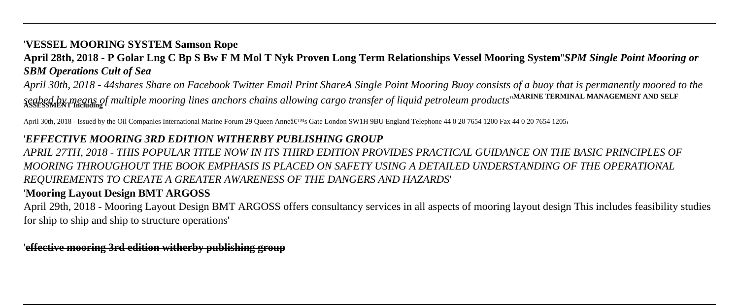## 'VESSEL MOORING SYSTEM Samson Rope

**April 28th, 2018 - P Golar Lng C Bp S Bw F M Mol T Nyk Proven Long Term Relationships Vessel Mooring System**''*SPM Single Point Mooring or SBM Operations Cult of Sea*

*April 30th, 2018 - 44shares Share on Facebook Twitter Email Print ShareA Single Point Mooring Buoy consists of a buoy that is permanently moored to the seabed by means of multiple mooring lines anchors chains allowing cargo transfer of liquid petroleum products*''**MARINE TERMINAL MANAGEMENT AND SELF ASSESSMENT Including**

April 30th, 2018 - Issued by the Oil Companies International Marine Forum 29 Queen Anneâ€™s Gate London SW1H 9BU England Telephone 44 0 20 7654 1200 Fax 44 0 20 7654 1205'

## '*EFFECTIVE MOORING 3RD EDITION WITHERBY PUBLISHING GROUP*

*APRIL 27TH, 2018 - THIS POPULAR TITLE NOW IN ITS THIRD EDITION PROVIDES PRACTICAL GUIDANCE ON THE BASIC PRINCIPLES OF MOORING THROUGHOUT THE BOOK EMPHASIS IS PLACED ON SAFETY USING A DETAILED UNDERSTANDING OF THE OPERATIONAL REQUIREMENTS TO CREATE A GREATER AWARENESS OF THE DANGERS AND HAZARDS*'

## '**Mooring Layout Design BMT ARGOSS**

April 29th, 2018 - Mooring Layout Design BMT ARGOSS offers consultancy services in all aspects of mooring layout design This includes feasibility studies for ship to ship and ship to structure operations'

'**effective mooring 3rd edition witherby publishing group**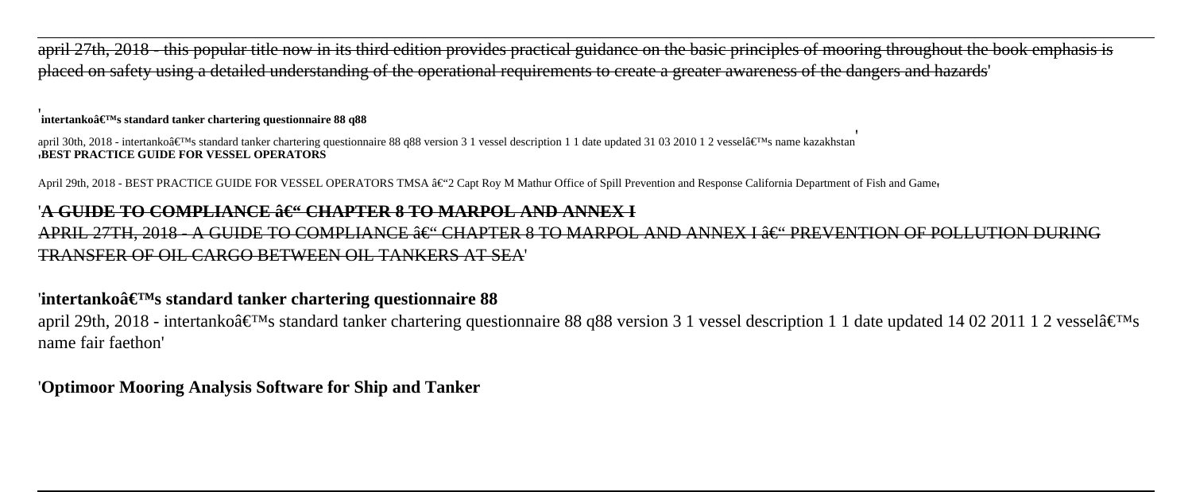april 27th, 2018 - this popular title now in its third edition provides practical guidance on the basic principles of mooring throughout the book emphasis is placed on safety using a detailed understanding of the operational requirements to create a greater awareness of the dangers and hazards'

'**intertankoâ€™s standard tanker chartering questionnaire 88 q88**

april 30th, 2018 - intertankoâ€™s standard tanker chartering questionnaire 88 q88 version 3 1 vessel description 1 1 date updated 31 03 2010 1 2 vesselâ€™s name kazakhstan'

'**BEST PRACTICE GUIDE FOR VESSEL OPERATORS**

April 29th, 2018 - BEST PRACTICE GUIDE FOR VESSEL OPERATORS TMSA â€“2 Capt Roy M Mathur Office of Spill Prevention and Response California Department of Fish and Game'

'**A GUIDE TO COMPLIANCE â€“ CHAPTER 8 TO MARPOL AND ANNEX I**

APRIL 27TH, 2018 - A GUIDE TO COMPLIANCE â€“ CHAPTER 8 TO MARPOL AND ANNEX I â€“ PREVENTION OF POLLUTION DURING TRANSFER OF OIL CARGO BETWEEN OIL TANKERS AT SEA'

'**intertankoâ€™s standard tanker chartering questionnaire 88**

april 29th, 2018 - intertankoâ€™s standard tanker chartering questionnaire 88 q88 version 3 1 vessel description 1 1 date updated 14 02 2011 1 2 vesselâ€™s name fair faethon'

'**Optimoor Mooring Analysis Software for Ship and Tanker**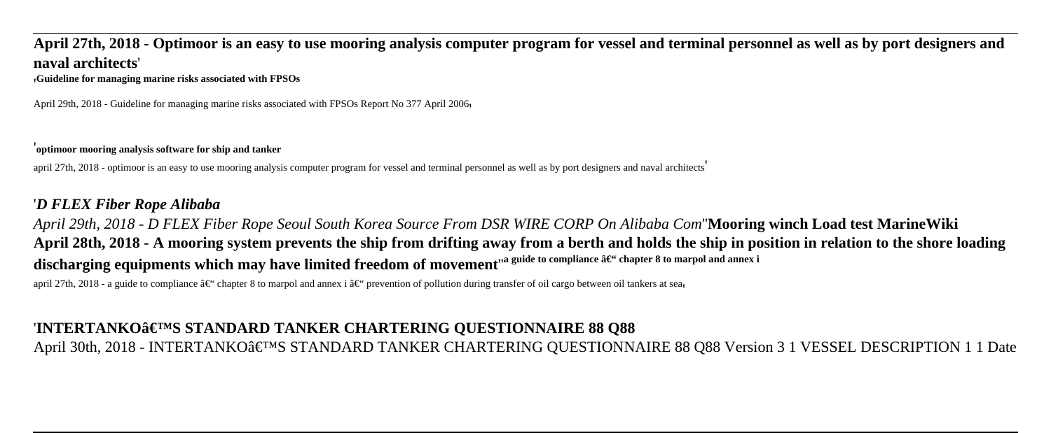**April 27th, 2018 - Optimoor is an easy to use mooring analysis computer program for vessel and terminal personnel as well as by port designers and naval architects**'

'**Guideline for managing marine risks associated with FPSOs**

April 29th, 2018 - Guideline for managing marine risks associated with FPSOs Report No 377 April 2006'

'**optimoor mooring analysis software for ship and tanker**

april 27th, 2018 - optimoor is an easy to use mooring analysis computer program for vessel and terminal personnel as well as by port designers and naval architects'

'*D FLEX Fiber Rope Alibaba*

*April 29th, 2018 - D FLEX Fiber Rope Seoul South Korea Source From DSR WIRE CORP On Alibaba Com*''**Mooring winch Load test MarineWiki April 28th, 2018 - A mooring system prevents the ship from drifting away from a berth and holds the ship in position in relation to the shore loading discharging equipments which may have limited freedom of movement**''**a guide to compliance â€“ chapter 8 to marpol and annex i**

april 27th, 2018 - a guide to compliance â€“ chapter 8 to marpol and annex i â€“ prevention of pollution during transfer of oil cargo between oil tankers at sea'

'**INTERTANKOâ€™S STANDARD TANKER CHARTERING QUESTIONNAIRE 88 Q88**

April 30th, 2018 - INTERTANKOâ€™S STANDARD TANKER CHARTERING QUESTIONNAIRE 88 Q88 Version 3 1 VESSEL DESCRIPTION 1 1 Date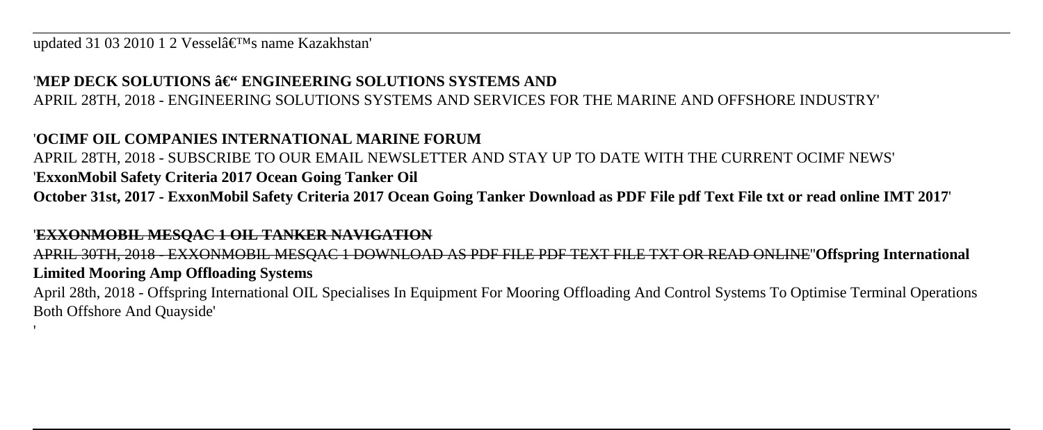updated 31 03 2010 1 2 Vesselâ€™s name Kazakhstan'

'**MEP DECK SOLUTIONS â€“ ENGINEERING SOLUTIONS SYSTEMS AND**

APRIL 28TH, 2018 - ENGINEERING SOLUTIONS SYSTEMS AND SERVICES FOR THE MARINE AND OFFSHORE INDUSTRY'

'**OCIMF OIL COMPANIES INTERNATIONAL MARINE FORUM**

APRIL 28TH, 2018 - SUBSCRIBE TO OUR EMAIL NEWSLETTER AND STAY UP TO DATE WITH THE CURRENT OCIMF NEWS'

'**ExxonMobil Safety Criteria 2017 Ocean Going Tanker Oil**

**October 31st, 2017 - ExxonMobil Safety Criteria 2017 Ocean Going Tanker Download as PDF File pdf Text File txt or read online IMT 2017**'

'**EXXONMOBIL MESQAC 1 OIL TANKER NAVIGATION**

APRIL 30TH, 2018 - EXXONMOBIL MESQAC 1 DOWNLOAD AS PDF FILE PDF TEXT FILE TXT OR READ ONLINE''**Offspring International Limited Mooring Amp Offloading Systems**

April 28th, 2018 - Offspring International OIL Specialises In Equipment For Mooring Offloading And Control Systems To Optimise Terminal Operations Both Offshore And Quayside'

'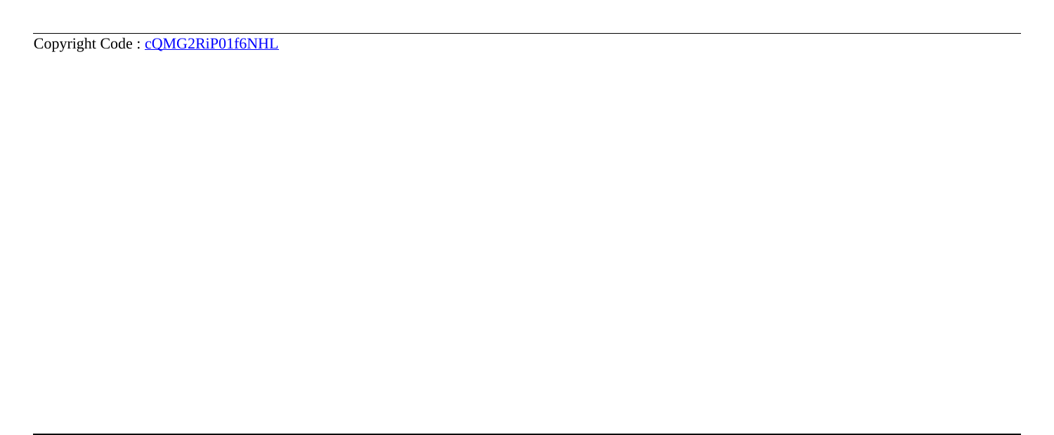Copyright Code : [cQMG2RiP01f6NHL](cQMG2RiP01f6NHL)